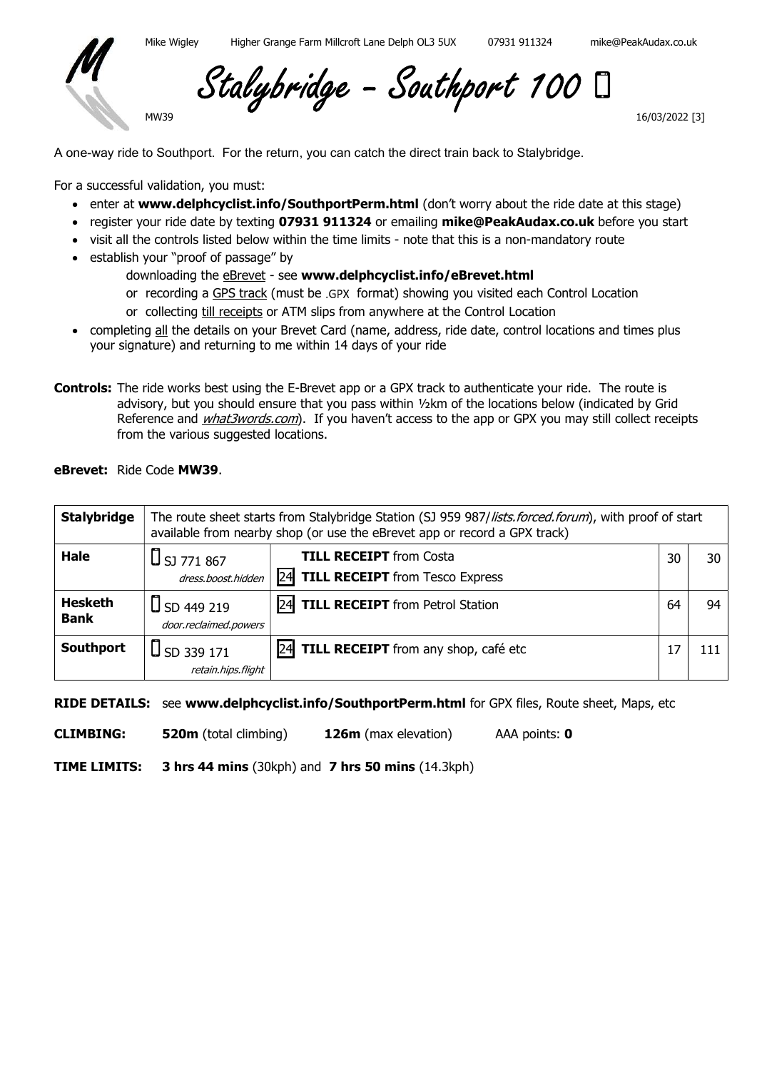Mike Wigley    Higher Grange Farm Millcroft Lane Delph OL3 5UX    07931 911324    mike@PeakAudax.co.uk

# Stalybridge – Southport 100

MW39    16/03/2022 [3]

A one-way ride to Southport. For the return, you can catch the direct train back to Stalybridge.

For a successful validation, you must:

- enter at **www.delphcyclist.info/SouthportPerm.html** (don't worry about the ride date at this stage)
- register your ride date by texting **07931 911324** or emailing **mike@PeakAudax.co.uk** before you start
- visit all the controls listed below within the time limits - note that this is a non-mandatory route
- establish your "proof of passage" by
  - downloading the eBrevet - see **www.delphcyclist.info/eBrevet.html**
  - or recording a GPS track (must be .GPX format) showing you visited each Control Location
  - or collecting till receipts or ATM slips from anywhere at the Control Location
- completing all the details on your Brevet Card (name, address, ride date, control locations and times plus your signature) and returning to me within 14 days of your ride

**Controls:** The ride works best using the E-Brevet app or a GPX track to authenticate your ride. The route is advisory, but you should ensure that you pass within ½km of the locations below (indicated by Grid Reference and *what3words.com*). If you haven't access to the app or GPX you may still collect receipts from the various suggested locations.

**eBrevet:** Ride Code **MW39**.

| **Stalybridge** | The route sheet starts from Stalybridge Station (SJ 959 987/*lists.forced.forum*), with proof of start available from nearby shop (or use the eBrevet app or record a GPX track) | | | |
|---|---|---|---|---|
| **Hale** | SJ 771 867 *dress.boost.hidden* | **TILL RECEIPT** from Costa<br>24 **TILL RECEIPT** from Tesco Express | 30 | 30 |
| **Hesketh Bank** | SD 449 219 *door.reclaimed.powers* | 24 **TILL RECEIPT** from Petrol Station | 64 | 94 |
| **Southport** | SD 339 171 *retain.hips.flight* | 24 **TILL RECEIPT** from any shop, café etc | 17 | 111 |

**RIDE DETAILS:** see **www.delphcyclist.info/SouthportPerm.html** for GPX files, Route sheet, Maps, etc

**CLIMBING:** **520m** (total climbing)    **126m** (max elevation)    AAA points: **0**

**TIME LIMITS:** **3 hrs 44 mins** (30kph) and **7 hrs 50 mins** (14.3kph)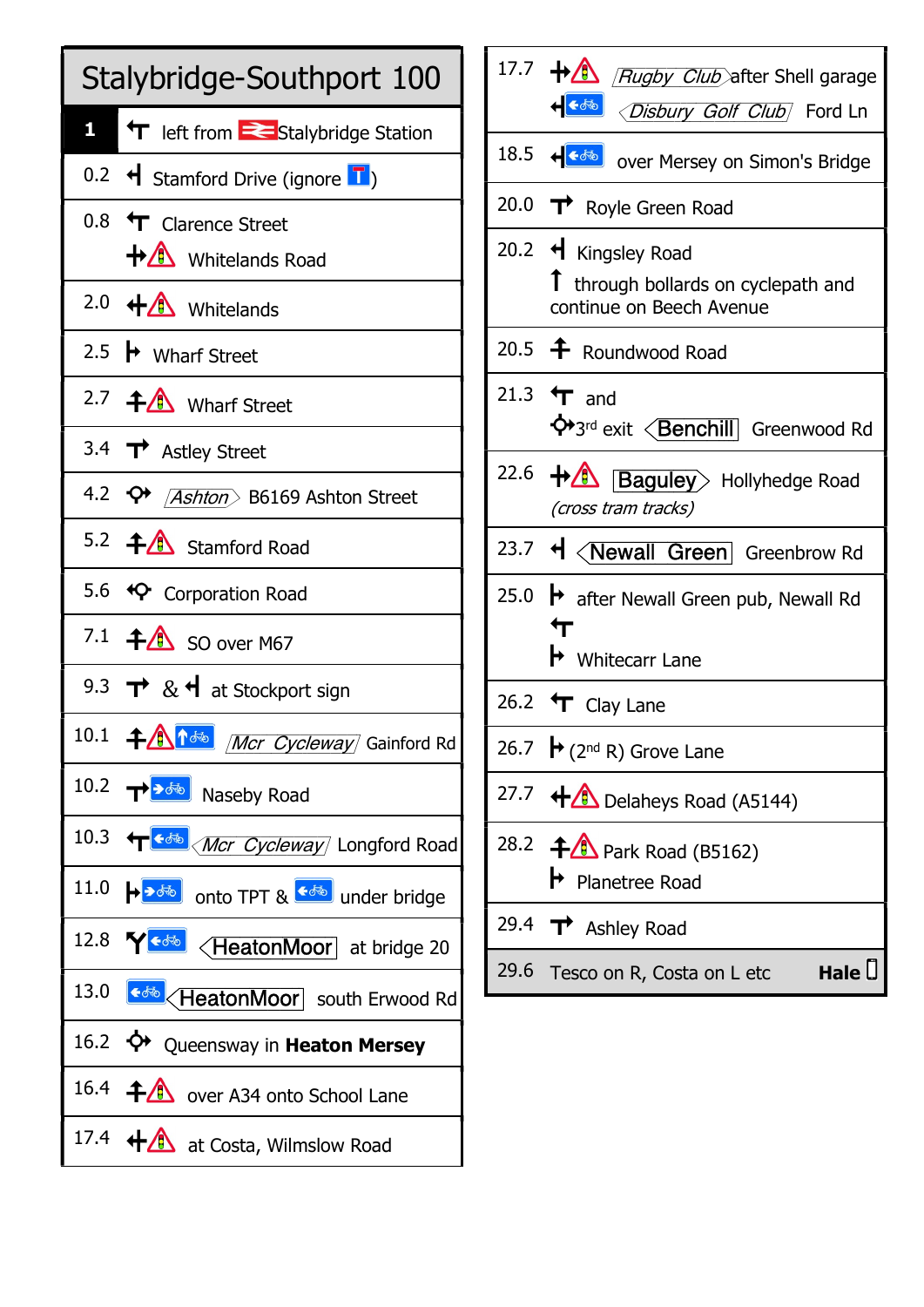# Stalybridge-Southport 100

| Distance | Directions |
|---|---|
| 1 | left from Stalybridge Station |
| 0.2 | Stamford Drive (ignore T) |
| 0.8 | Clarence Street<br>Whitelands Road |
| 2.0 | Whitelands |
| 2.5 | Wharf Street |
| 2.7 | Wharf Street |
| 3.4 | Astley Street |
| 4.2 | *Ashton* B6169 Ashton Street |
| 5.2 | Stamford Road |
| 5.6 | Corporation Road |
| 7.1 | SO over M67 |
| 9.3 | & at Stockport sign |
| 10.1 | *Mcr Cycleway* Gainford Rd |
| 10.2 | Naseby Road |
| 10.3 | *Mcr Cycleway* Longford Road |
| 11.0 | onto TPT & under bridge |
| 12.8 | HeatonMoor at bridge 20 |
| 13.0 | HeatonMoor south Erwood Rd |
| 16.2 | Queensway in **Heaton Mersey** |
| 16.4 | over A34 onto School Lane |
| 17.4 | at Costa, Wilmslow Road |
| 17.7 | *Rugby Club* after Shell garage<br>*Disbury Golf Club* Ford Ln |
| 18.5 | over Mersey on Simon's Bridge |
| 20.0 | Royle Green Road |
| 20.2 | Kingsley Road<br>through bollards on cyclepath and continue on Beech Avenue |
| 20.5 | Roundwood Road |
| 21.3 | and<br>3rd exit Benchill Greenwood Rd |
| 22.6 | Baguley Hollyhedge Road<br>*(cross tram tracks)* |
| 23.7 | Newall Green Greenbrow Rd |
| 25.0 | after Newall Green pub, Newall Rd<br>Whitecarr Lane |
| 26.2 | Clay Lane |
| 26.7 | (2nd R) Grove Lane |
| 27.7 | Delaheys Road (A5144) |
| 28.2 | Park Road (B5162)<br>Planetree Road |
| 29.4 | Ashley Road |
| 29.6 | Tesco on R, Costa on L etc **Hale** |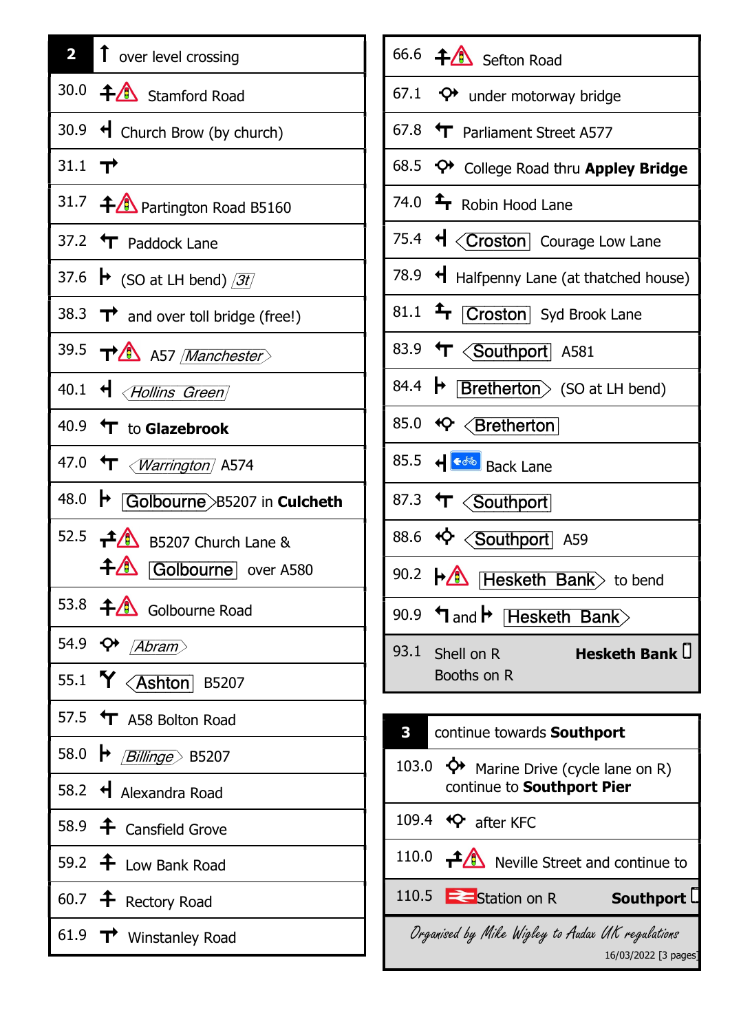| | |
|---|---|
| **2** | over level crossing |
| 30.0 | Stamford Road |
| 30.9 | Church Brow (by church) |
| 31.1 | |
| 31.7 | Partington Road B5160 |
| 37.2 | Paddock Lane |
| 37.6 | (SO at LH bend) *3t* |
| 38.3 | and over toll bridge (free!) |
| 39.5 | A57 *Manchester* |
| 40.1 | *Hollins Green* |
| 40.9 | to **Glazebrook** |
| 47.0 | *Warrington* A574 |
| 48.0 | Golbourne B5207 in **Culcheth** |
| 52.5 | B5207 Church Lane & Golbourne over A580 |
| 53.8 | Golbourne Road |
| 54.9 | *Abram* |
| 55.1 | Ashton B5207 |
| 57.5 | A58 Bolton Road |
| 58.0 | *Billinge* B5207 |
| 58.2 | Alexandra Road |
| 58.9 | Cansfield Grove |
| 59.2 | Low Bank Road |
| 60.7 | Rectory Road |
| 61.9 | Winstanley Road |
| 66.6 | Sefton Road |
| 67.1 | under motorway bridge |
| 67.8 | Parliament Street A577 |
| 68.5 | College Road thru **Appley Bridge** |
| 74.0 | Robin Hood Lane |
| 75.4 | Croston Courage Low Lane |
| 78.9 | Halfpenny Lane (at thatched house) |
| 81.1 | Croston Syd Brook Lane |
| 83.9 | Southport A581 |
| 84.4 | Bretherton (SO at LH bend) |
| 85.0 | Bretherton |
| 85.5 | Back Lane |
| 87.3 | Southport |
| 88.6 | Southport A59 |
| 90.2 | Hesketh Bank to bend |
| 90.9 | and Hesketh Bank |
| 93.1 | Shell on R<br>Booths on R **Hesketh Bank** |

| | |
|---|---|
| **3** | continue towards **Southport** |
| 103.0 | Marine Drive (cycle lane on R)<br>continue to **Southport Pier** |
| 109.4 | after KFC |
| 110.0 | Neville Street and continue to |
| 110.5 | Station on R **Southport** |

*Organised by Mike Wigley to Audax UK regulations*

16/03/2022 [3 pages]